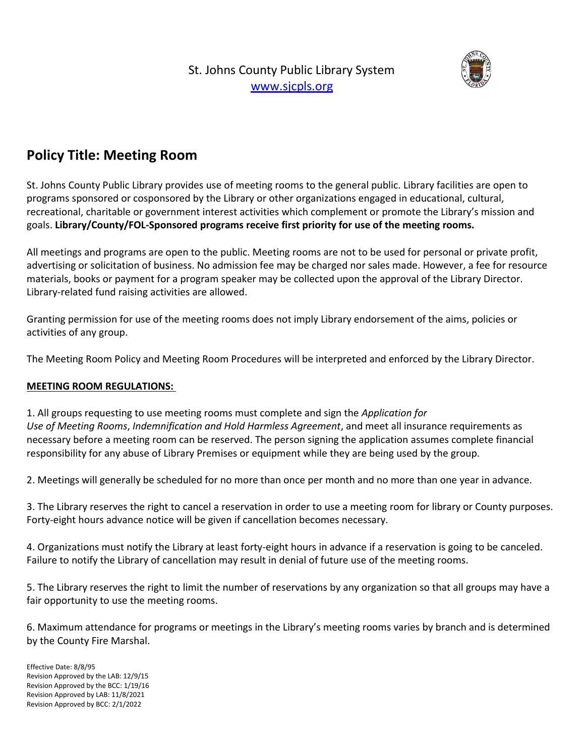St. Johns County Public Library System
[www.sjcpls.org](http://www.sjcpls.org)

# Policy Title: Meeting Room

St. Johns County Public Library provides use of meeting rooms to the general public. Library facilities are open to programs sponsored or cosponsored by the Library or other organizations engaged in educational, cultural, recreational, charitable or government interest activities which complement or promote the Library's mission and goals. **Library/County/FOL-Sponsored programs receive first priority for use of the meeting rooms.**

All meetings and programs are open to the public. Meeting rooms are not to be used for personal or private profit, advertising or solicitation of business. No admission fee may be charged nor sales made. However, a fee for resource materials, books or payment for a program speaker may be collected upon the approval of the Library Director. Library-related fund raising activities are allowed.

Granting permission for use of the meeting rooms does not imply Library endorsement of the aims, policies or activities of any group.

The Meeting Room Policy and Meeting Room Procedures will be interpreted and enforced by the Library Director.

**MEETING ROOM REGULATIONS:**

1. All groups requesting to use meeting rooms must complete and sign the *Application for Use of Meeting Rooms*, *Indemnification and Hold Harmless Agreement*, and meet all insurance requirements as necessary before a meeting room can be reserved. The person signing the application assumes complete financial responsibility for any abuse of Library Premises or equipment while they are being used by the group.

2. Meetings will generally be scheduled for no more than once per month and no more than one year in advance.

3. The Library reserves the right to cancel a reservation in order to use a meeting room for library or County purposes. Forty-eight hours advance notice will be given if cancellation becomes necessary.

4. Organizations must notify the Library at least forty-eight hours in advance if a reservation is going to be canceled. Failure to notify the Library of cancellation may result in denial of future use of the meeting rooms.

5. The Library reserves the right to limit the number of reservations by any organization so that all groups may have a fair opportunity to use the meeting rooms.

6. Maximum attendance for programs or meetings in the Library's meeting rooms varies by branch and is determined by the County Fire Marshal.

Effective Date: 8/8/95
Revision Approved by the LAB: 12/9/15
Revision Approved by the BCC: 1/19/16
Revision Approved by LAB: 11/8/2021
Revision Approved by BCC: 2/1/2022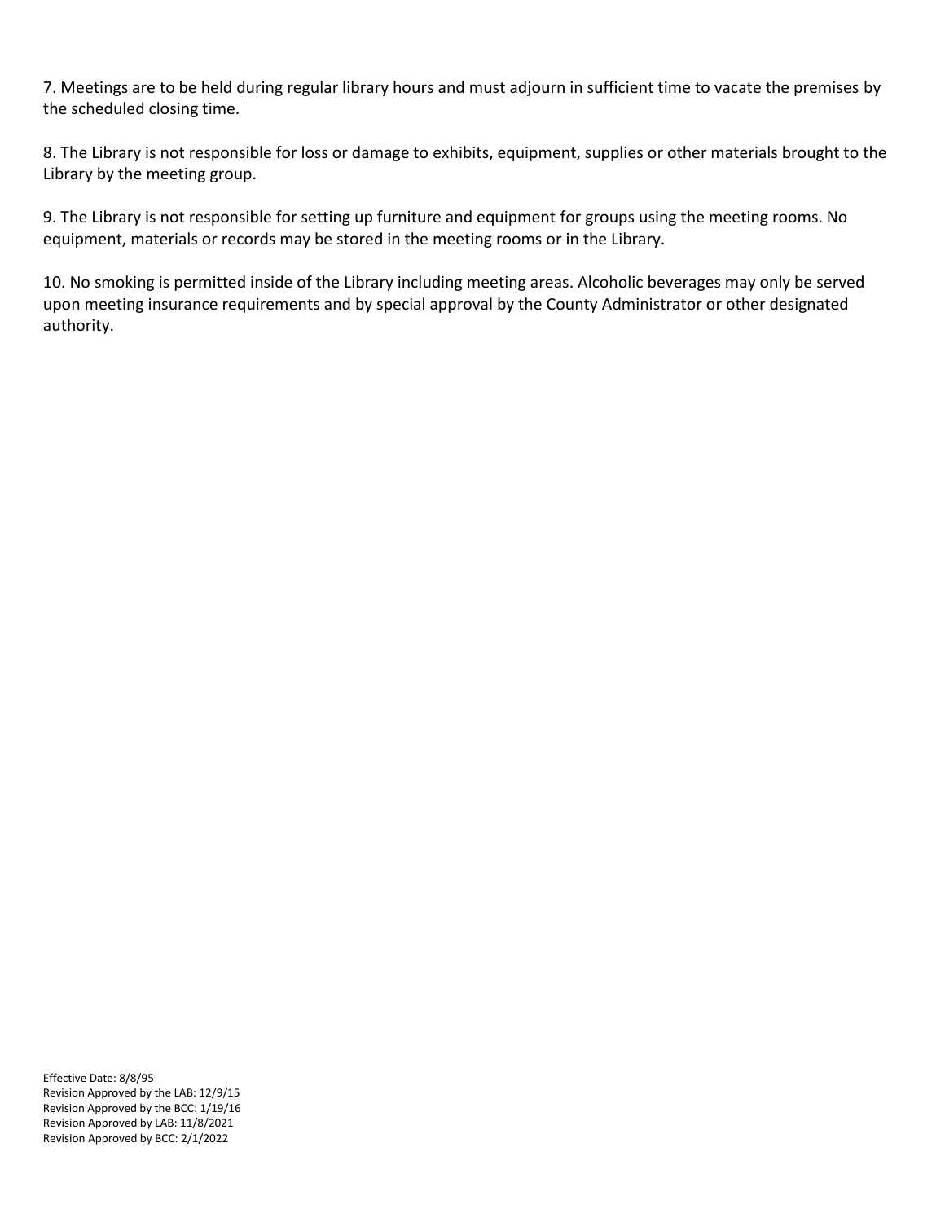7. Meetings are to be held during regular library hours and must adjourn in sufficient time to vacate the premises by the scheduled closing time.

8. The Library is not responsible for loss or damage to exhibits, equipment, supplies or other materials brought to the Library by the meeting group.

9. The Library is not responsible for setting up furniture and equipment for groups using the meeting rooms. No equipment, materials or records may be stored in the meeting rooms or in the Library.

10. No smoking is permitted inside of the Library including meeting areas. Alcoholic beverages may only be served upon meeting insurance requirements and by special approval by the County Administrator or other designated authority.

Effective Date: 8/8/95
Revision Approved by the LAB: 12/9/15
Revision Approved by the BCC: 1/19/16
Revision Approved by LAB: 11/8/2021
Revision Approved by BCC: 2/1/2022